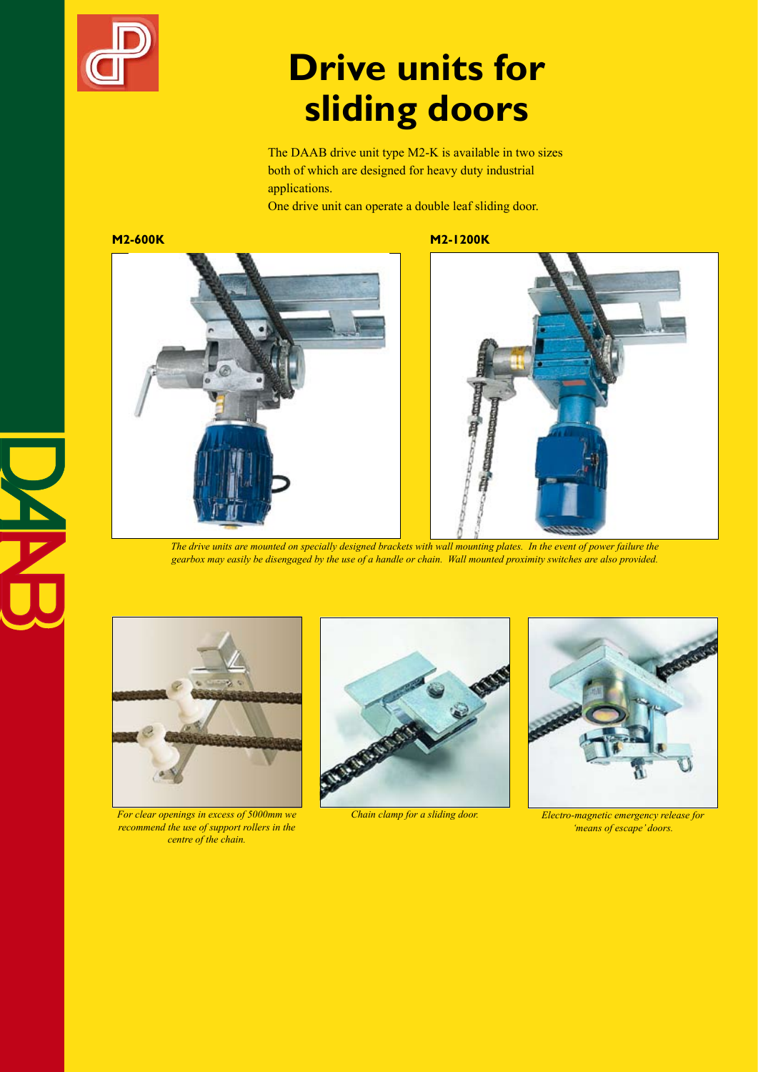# Drive units for sliding doors

The DAAB drive unit type M2-K is available in two sizes both of which are designed for heavy duty industrial applications.
One drive unit can operate a double leaf sliding door.

**M2-600K**

**M2-1200K**

*The drive units are mounted on specially designed brackets with wall mounting plates. In the event of power failure the gearbox may easily be disengaged by the use of a handle or chain. Wall mounted proximity switches are also provided.*

*For clear openings in excess of 5000mm we recommend the use of support rollers in the centre of the chain.*

*Chain clamp for a sliding door.*

*Electro-magnetic emergency release for 'means of escape' doors.*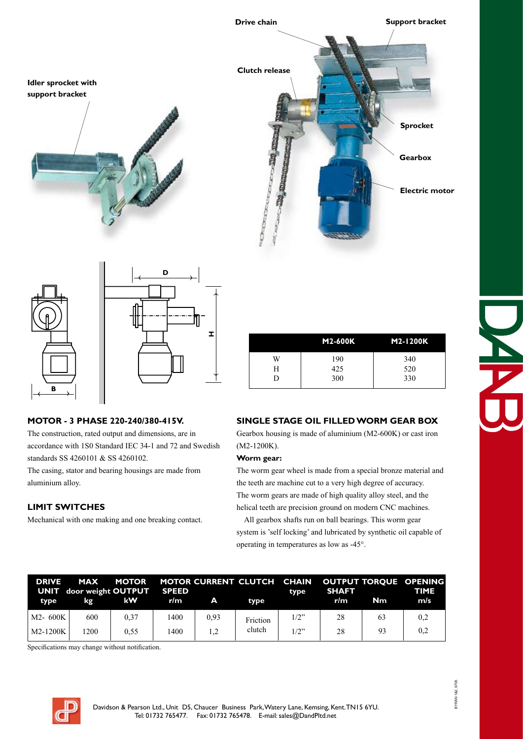Drive chain

Support bracket

Clutch release

Idler sprocket with support bracket

Sprocket

Gearbox

Electric motor

D

H

B

| | M2-600K | M2-1200K |
|---|---|---|
| W | 190 | 340 |
| H | 425 | 520 |
| D | 300 | 330 |

## MOTOR - 3 PHASE 220-240/380-415V.

The construction, rated output and dimensions, are in accordance with 1S0 Standard IEC 34-1 and 72 and Swedish standards SS 4260101 & SS 4260102.

The casing, stator and bearing housings are made from aluminium alloy.

## LIMIT SWITCHES

Mechanical with one making and one breaking contact.

## SINGLE STAGE OIL FILLED WORM GEAR BOX

Gearbox housing is made of aluminium (M2-600K) or cast iron (M2-1200K).

**Worm gear:**

The worm gear wheel is made from a special bronze material and the teeth are machine cut to a very high degree of accuracy. The worm gears are made of high quality alloy steel, and the helical teeth are precision ground on modern CNC machines.

All gearbox shafts run on ball bearings. This worm gear system is 'self locking' and lubricated by synthetic oil capable of operating in temperatures as low as -45°.

| DRIVE UNIT type | MAX door weight kg | MOTOR OUTPUT kW | MOTOR SPEED r/m | CURRENT A | CLUTCH type | CHAIN type | OUTPUT SHAFT r/m | TORQUE Nm | OPENING TIME m/s |
|---|---|---|---|---|---|---|---|---|---|
| M2- 600K | 600 | 0,37 | 1400 | 0,93 | Friction clutch | 1/2" | 28 | 63 | 0,2 |
| M2-1200K | 1200 | 0,55 | 1400 | 1,2 | | 1/2" | 28 | 93 | 0,2 |

Specifications may change without notification.

Davidson & Pearson Ltd., Unit D5, Chaucer Business Park, Watery Lane, Kemsing, Kent. TN15 6YU.
Tel: 01732 765477. Fax: 01732 765478. E-mail: sales@DandPltd.net